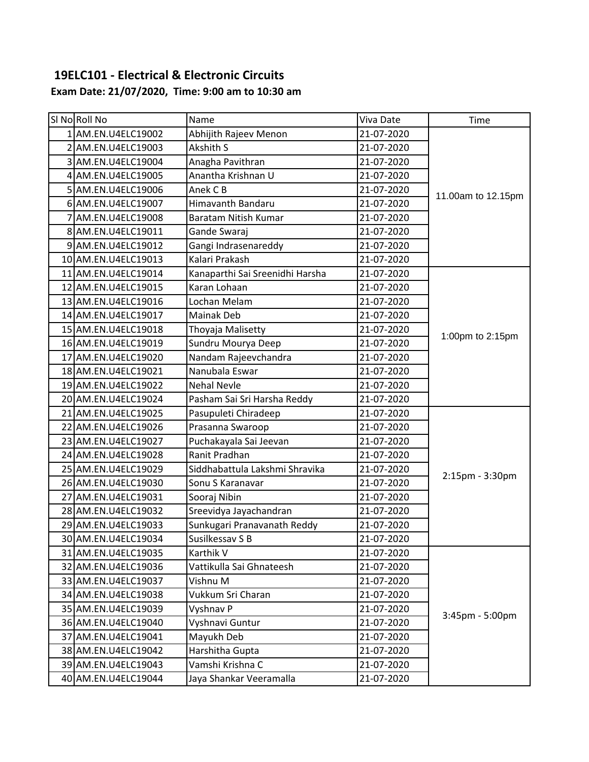## 19ELC101 - Electrical & Electronic Circuits

**Exam Date: 21/07/2020, Time: 9:00 am to 10:30 am**

| Sl No | Roll No | Name | Viva Date | Time |
|---|---|---|---|---|
| 1 | AM.EN.U4ELC19002 | Abhijith Rajeev Menon | 21-07-2020 | 11.00am to 12.15pm |
| 2 | AM.EN.U4ELC19003 | Akshith S | 21-07-2020 | |
| 3 | AM.EN.U4ELC19004 | Anagha Pavithran | 21-07-2020 | |
| 4 | AM.EN.U4ELC19005 | Anantha Krishnan U | 21-07-2020 | |
| 5 | AM.EN.U4ELC19006 | Anek C B | 21-07-2020 | |
| 6 | AM.EN.U4ELC19007 | Himavanth Bandaru | 21-07-2020 | |
| 7 | AM.EN.U4ELC19008 | Baratam Nitish Kumar | 21-07-2020 | |
| 8 | AM.EN.U4ELC19011 | Gande Swaraj | 21-07-2020 | |
| 9 | AM.EN.U4ELC19012 | Gangi Indrasenareddy | 21-07-2020 | |
| 10 | AM.EN.U4ELC19013 | Kalari Prakash | 21-07-2020 | |
| 11 | AM.EN.U4ELC19014 | Kanaparthi Sai Sreenidhi Harsha | 21-07-2020 | 1:00pm to 2:15pm |
| 12 | AM.EN.U4ELC19015 | Karan Lohaan | 21-07-2020 | |
| 13 | AM.EN.U4ELC19016 | Lochan Melam | 21-07-2020 | |
| 14 | AM.EN.U4ELC19017 | Mainak Deb | 21-07-2020 | |
| 15 | AM.EN.U4ELC19018 | Thoyaja Malisetty | 21-07-2020 | |
| 16 | AM.EN.U4ELC19019 | Sundru Mourya Deep | 21-07-2020 | |
| 17 | AM.EN.U4ELC19020 | Nandam Rajeevchandra | 21-07-2020 | |
| 18 | AM.EN.U4ELC19021 | Nanubala Eswar | 21-07-2020 | |
| 19 | AM.EN.U4ELC19022 | Nehal Nevle | 21-07-2020 | |
| 20 | AM.EN.U4ELC19024 | Pasham Sai Sri Harsha Reddy | 21-07-2020 | |
| 21 | AM.EN.U4ELC19025 | Pasupuleti Chiradeep | 21-07-2020 | 2:15pm - 3:30pm |
| 22 | AM.EN.U4ELC19026 | Prasanna Swaroop | 21-07-2020 | |
| 23 | AM.EN.U4ELC19027 | Puchakayala Sai Jeevan | 21-07-2020 | |
| 24 | AM.EN.U4ELC19028 | Ranit Pradhan | 21-07-2020 | |
| 25 | AM.EN.U4ELC19029 | Siddhabattula Lakshmi Shravika | 21-07-2020 | |
| 26 | AM.EN.U4ELC19030 | Sonu S Karanavar | 21-07-2020 | |
| 27 | AM.EN.U4ELC19031 | Sooraj Nibin | 21-07-2020 | |
| 28 | AM.EN.U4ELC19032 | Sreevidya Jayachandran | 21-07-2020 | |
| 29 | AM.EN.U4ELC19033 | Sunkugari Pranavanath Reddy | 21-07-2020 | |
| 30 | AM.EN.U4ELC19034 | Susilkessav S B | 21-07-2020 | |
| 31 | AM.EN.U4ELC19035 | Karthik V | 21-07-2020 | 3:45pm - 5:00pm |
| 32 | AM.EN.U4ELC19036 | Vattikulla Sai Ghnateesh | 21-07-2020 | |
| 33 | AM.EN.U4ELC19037 | Vishnu M | 21-07-2020 | |
| 34 | AM.EN.U4ELC19038 | Vukkum Sri Charan | 21-07-2020 | |
| 35 | AM.EN.U4ELC19039 | Vyshnav P | 21-07-2020 | |
| 36 | AM.EN.U4ELC19040 | Vyshnavi Guntur | 21-07-2020 | |
| 37 | AM.EN.U4ELC19041 | Mayukh Deb | 21-07-2020 | |
| 38 | AM.EN.U4ELC19042 | Harshitha Gupta | 21-07-2020 | |
| 39 | AM.EN.U4ELC19043 | Vamshi Krishna C | 21-07-2020 | |
| 40 | AM.EN.U4ELC19044 | Jaya Shankar Veeramalla | 21-07-2020 | |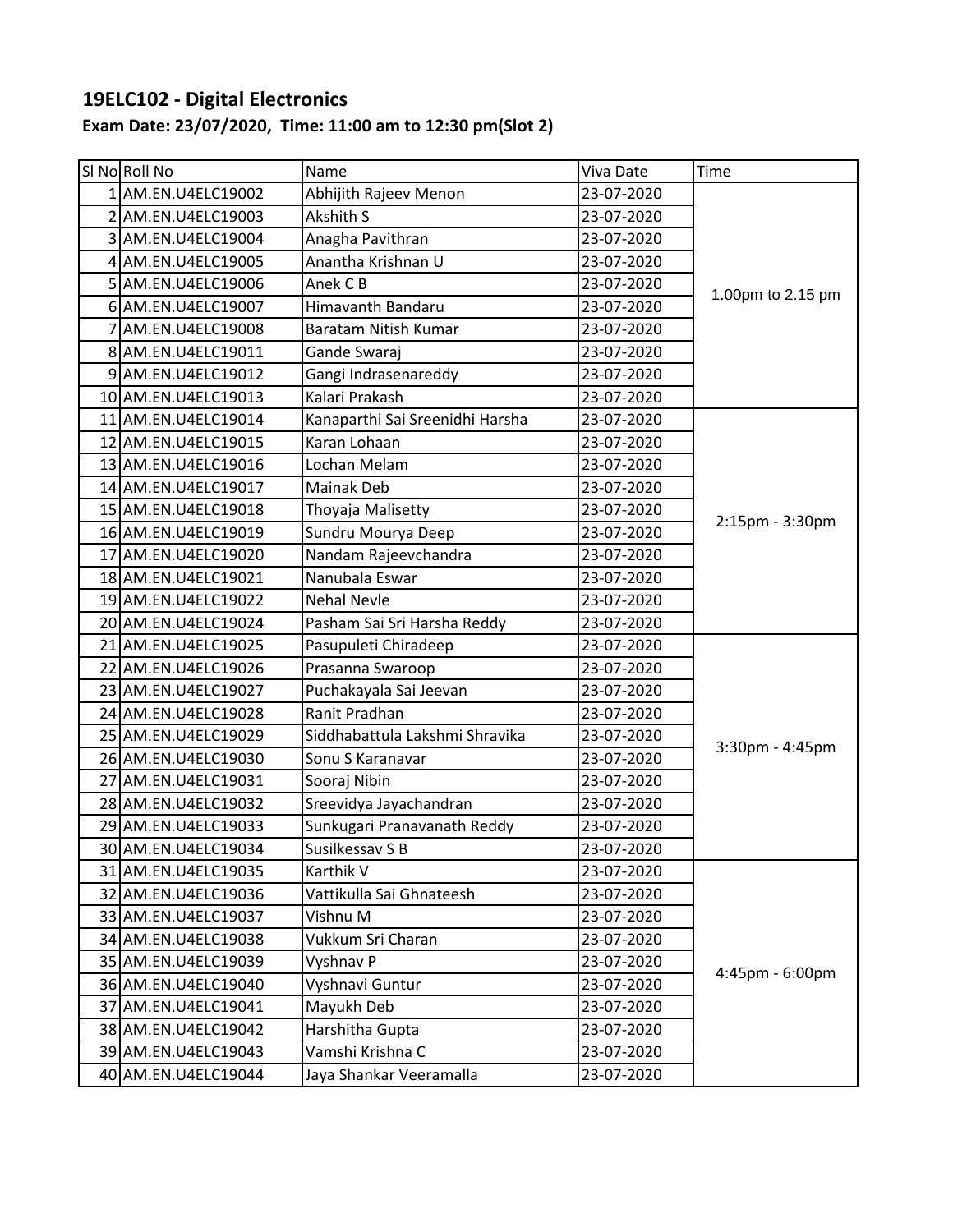## 19ELC102 - Digital Electronics

### Exam Date: 23/07/2020, Time: 11:00 am to 12:30 pm(Slot 2)

| Sl No | Roll No | Name | Viva Date | Time |
|---|---|---|---|---|
| 1 | AM.EN.U4ELC19002 | Abhijith Rajeev Menon | 23-07-2020 | 1.00pm to 2.15 pm |
| 2 | AM.EN.U4ELC19003 | Akshith S | 23-07-2020 | |
| 3 | AM.EN.U4ELC19004 | Anagha Pavithran | 23-07-2020 | |
| 4 | AM.EN.U4ELC19005 | Anantha Krishnan U | 23-07-2020 | |
| 5 | AM.EN.U4ELC19006 | Anek C B | 23-07-2020 | |
| 6 | AM.EN.U4ELC19007 | Himavanth Bandaru | 23-07-2020 | |
| 7 | AM.EN.U4ELC19008 | Baratam Nitish Kumar | 23-07-2020 | |
| 8 | AM.EN.U4ELC19011 | Gande Swaraj | 23-07-2020 | |
| 9 | AM.EN.U4ELC19012 | Gangi Indrasenareddy | 23-07-2020 | |
| 10 | AM.EN.U4ELC19013 | Kalari Prakash | 23-07-2020 | |
| 11 | AM.EN.U4ELC19014 | Kanaparthi Sai Sreenidhi Harsha | 23-07-2020 | 2:15pm - 3:30pm |
| 12 | AM.EN.U4ELC19015 | Karan Lohaan | 23-07-2020 | |
| 13 | AM.EN.U4ELC19016 | Lochan Melam | 23-07-2020 | |
| 14 | AM.EN.U4ELC19017 | Mainak Deb | 23-07-2020 | |
| 15 | AM.EN.U4ELC19018 | Thoyaja Malisetty | 23-07-2020 | |
| 16 | AM.EN.U4ELC19019 | Sundru Mourya Deep | 23-07-2020 | |
| 17 | AM.EN.U4ELC19020 | Nandam Rajeevchandra | 23-07-2020 | |
| 18 | AM.EN.U4ELC19021 | Nanubala Eswar | 23-07-2020 | |
| 19 | AM.EN.U4ELC19022 | Nehal Nevle | 23-07-2020 | |
| 20 | AM.EN.U4ELC19024 | Pasham Sai Sri Harsha Reddy | 23-07-2020 | |
| 21 | AM.EN.U4ELC19025 | Pasupuleti Chiradeep | 23-07-2020 | 3:30pm - 4:45pm |
| 22 | AM.EN.U4ELC19026 | Prasanna Swaroop | 23-07-2020 | |
| 23 | AM.EN.U4ELC19027 | Puchakayala Sai Jeevan | 23-07-2020 | |
| 24 | AM.EN.U4ELC19028 | Ranit Pradhan | 23-07-2020 | |
| 25 | AM.EN.U4ELC19029 | Siddhabattula Lakshmi Shravika | 23-07-2020 | |
| 26 | AM.EN.U4ELC19030 | Sonu S Karanavar | 23-07-2020 | |
| 27 | AM.EN.U4ELC19031 | Sooraj Nibin | 23-07-2020 | |
| 28 | AM.EN.U4ELC19032 | Sreevidya Jayachandran | 23-07-2020 | |
| 29 | AM.EN.U4ELC19033 | Sunkugari Pranavanath Reddy | 23-07-2020 | |
| 30 | AM.EN.U4ELC19034 | Susilkessav S B | 23-07-2020 | |
| 31 | AM.EN.U4ELC19035 | Karthik V | 23-07-2020 | 4:45pm - 6:00pm |
| 32 | AM.EN.U4ELC19036 | Vattikulla Sai Ghnateesh | 23-07-2020 | |
| 33 | AM.EN.U4ELC19037 | Vishnu M | 23-07-2020 | |
| 34 | AM.EN.U4ELC19038 | Vukkum Sri Charan | 23-07-2020 | |
| 35 | AM.EN.U4ELC19039 | Vyshnav P | 23-07-2020 | |
| 36 | AM.EN.U4ELC19040 | Vyshnavi Guntur | 23-07-2020 | |
| 37 | AM.EN.U4ELC19041 | Mayukh Deb | 23-07-2020 | |
| 38 | AM.EN.U4ELC19042 | Harshitha Gupta | 23-07-2020 | |
| 39 | AM.EN.U4ELC19043 | Vamshi Krishna C | 23-07-2020 | |
| 40 | AM.EN.U4ELC19044 | Jaya Shankar Veeramalla | 23-07-2020 | |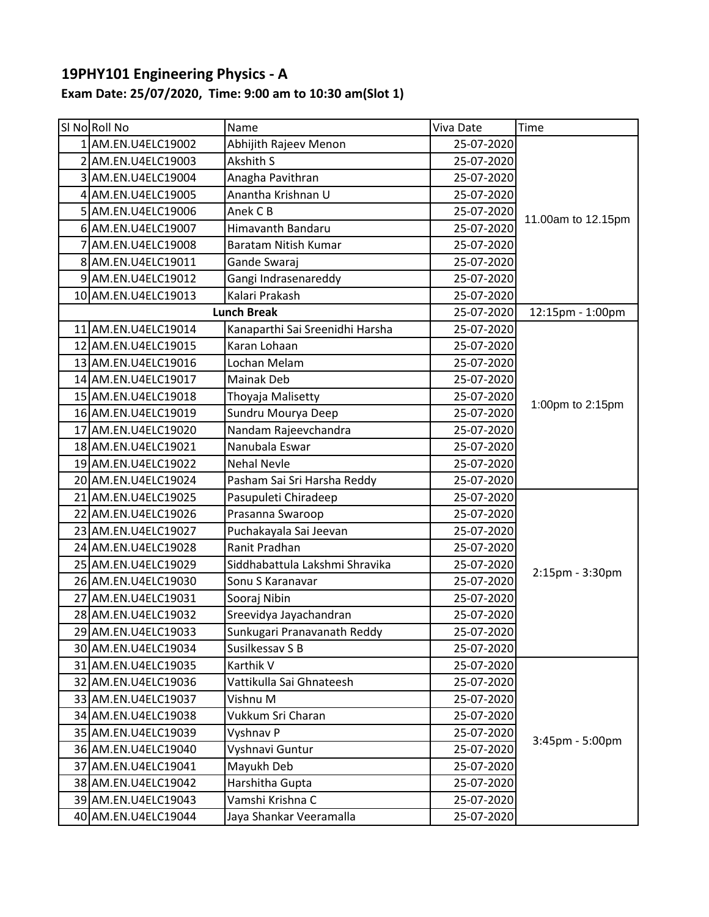## 19PHY101 Engineering Physics - A

### Exam Date: 25/07/2020, Time: 9:00 am to 10:30 am(Slot 1)

| Sl No | Roll No | Name | Viva Date | Time |
|---|---|---|---|---|
| 1 | AM.EN.U4ELC19002 | Abhijith Rajeev Menon | 25-07-2020 | 11.00am to 12.15pm |
| 2 | AM.EN.U4ELC19003 | Akshith S | 25-07-2020 | |
| 3 | AM.EN.U4ELC19004 | Anagha Pavithran | 25-07-2020 | |
| 4 | AM.EN.U4ELC19005 | Anantha Krishnan U | 25-07-2020 | |
| 5 | AM.EN.U4ELC19006 | Anek C B | 25-07-2020 | |
| 6 | AM.EN.U4ELC19007 | Himavanth Bandaru | 25-07-2020 | |
| 7 | AM.EN.U4ELC19008 | Baratam Nitish Kumar | 25-07-2020 | |
| 8 | AM.EN.U4ELC19011 | Gande Swaraj | 25-07-2020 | |
| 9 | AM.EN.U4ELC19012 | Gangi Indrasenareddy | 25-07-2020 | |
| 10 | AM.EN.U4ELC19013 | Kalari Prakash | 25-07-2020 | |
| | | **Lunch Break** | 25-07-2020 | 12:15pm - 1:00pm |
| 11 | AM.EN.U4ELC19014 | Kanaparthi Sai Sreenidhi Harsha | 25-07-2020 | 1:00pm to 2:15pm |
| 12 | AM.EN.U4ELC19015 | Karan Lohaan | 25-07-2020 | |
| 13 | AM.EN.U4ELC19016 | Lochan Melam | 25-07-2020 | |
| 14 | AM.EN.U4ELC19017 | Mainak Deb | 25-07-2020 | |
| 15 | AM.EN.U4ELC19018 | Thoyaja Malisetty | 25-07-2020 | |
| 16 | AM.EN.U4ELC19019 | Sundru Mourya Deep | 25-07-2020 | |
| 17 | AM.EN.U4ELC19020 | Nandam Rajeevchandra | 25-07-2020 | |
| 18 | AM.EN.U4ELC19021 | Nanubala Eswar | 25-07-2020 | |
| 19 | AM.EN.U4ELC19022 | Nehal Nevle | 25-07-2020 | |
| 20 | AM.EN.U4ELC19024 | Pasham Sai Sri Harsha Reddy | 25-07-2020 | |
| 21 | AM.EN.U4ELC19025 | Pasupuleti Chiradeep | 25-07-2020 | 2:15pm - 3:30pm |
| 22 | AM.EN.U4ELC19026 | Prasanna Swaroop | 25-07-2020 | |
| 23 | AM.EN.U4ELC19027 | Puchakayala Sai Jeevan | 25-07-2020 | |
| 24 | AM.EN.U4ELC19028 | Ranit Pradhan | 25-07-2020 | |
| 25 | AM.EN.U4ELC19029 | Siddhabattula Lakshmi Shravika | 25-07-2020 | |
| 26 | AM.EN.U4ELC19030 | Sonu S Karanavar | 25-07-2020 | |
| 27 | AM.EN.U4ELC19031 | Sooraj Nibin | 25-07-2020 | |
| 28 | AM.EN.U4ELC19032 | Sreevidya Jayachandran | 25-07-2020 | |
| 29 | AM.EN.U4ELC19033 | Sunkugari Pranavanath Reddy | 25-07-2020 | |
| 30 | AM.EN.U4ELC19034 | Susilkessav S B | 25-07-2020 | |
| 31 | AM.EN.U4ELC19035 | Karthik V | 25-07-2020 | 3:45pm - 5:00pm |
| 32 | AM.EN.U4ELC19036 | Vattikulla Sai Ghnateesh | 25-07-2020 | |
| 33 | AM.EN.U4ELC19037 | Vishnu M | 25-07-2020 | |
| 34 | AM.EN.U4ELC19038 | Vukkum Sri Charan | 25-07-2020 | |
| 35 | AM.EN.U4ELC19039 | Vyshnav P | 25-07-2020 | |
| 36 | AM.EN.U4ELC19040 | Vyshnavi Guntur | 25-07-2020 | |
| 37 | AM.EN.U4ELC19041 | Mayukh Deb | 25-07-2020 | |
| 38 | AM.EN.U4ELC19042 | Harshitha Gupta | 25-07-2020 | |
| 39 | AM.EN.U4ELC19043 | Vamshi Krishna C | 25-07-2020 | |
| 40 | AM.EN.U4ELC19044 | Jaya Shankar Veeramalla | 25-07-2020 | |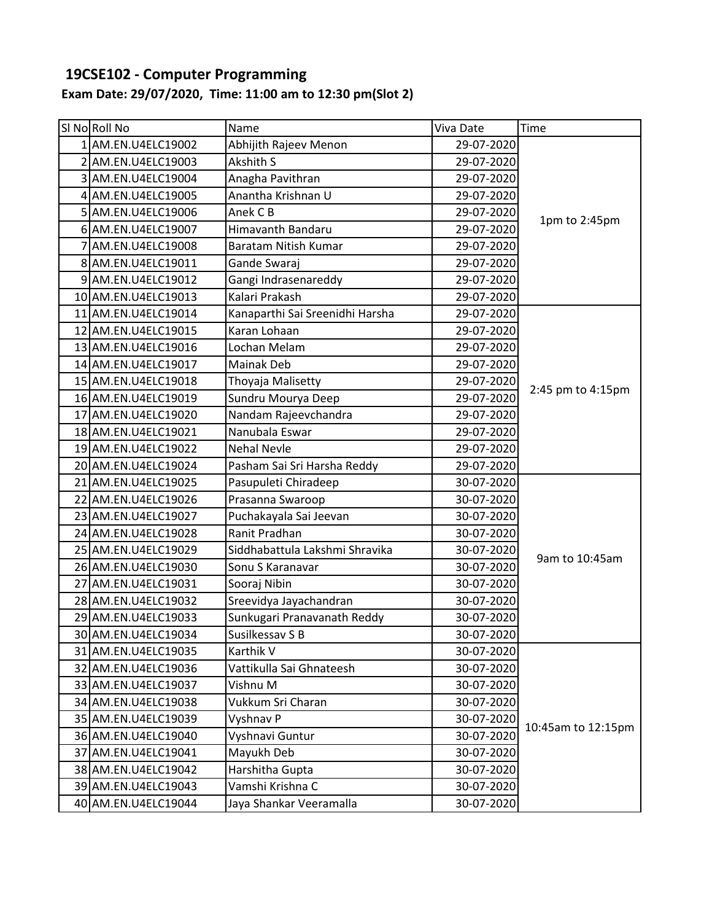## 19CSE102 - Computer Programming

### Exam Date: 29/07/2020, Time: 11:00 am to 12:30 pm(Slot 2)

| Sl No | Roll No | Name | Viva Date | Time |
|---|---|---|---|---|
| 1 | AM.EN.U4ELC19002 | Abhijith Rajeev Menon | 29-07-2020 | 1pm to 2:45pm |
| 2 | AM.EN.U4ELC19003 | Akshith S | 29-07-2020 | |
| 3 | AM.EN.U4ELC19004 | Anagha Pavithran | 29-07-2020 | |
| 4 | AM.EN.U4ELC19005 | Anantha Krishnan U | 29-07-2020 | |
| 5 | AM.EN.U4ELC19006 | Anek C B | 29-07-2020 | |
| 6 | AM.EN.U4ELC19007 | Himavanth Bandaru | 29-07-2020 | |
| 7 | AM.EN.U4ELC19008 | Baratam Nitish Kumar | 29-07-2020 | |
| 8 | AM.EN.U4ELC19011 | Gande Swaraj | 29-07-2020 | |
| 9 | AM.EN.U4ELC19012 | Gangi Indrasenareddy | 29-07-2020 | |
| 10 | AM.EN.U4ELC19013 | Kalari Prakash | 29-07-2020 | |
| 11 | AM.EN.U4ELC19014 | Kanaparthi Sai Sreenidhi Harsha | 29-07-2020 | 2:45 pm to 4:15pm |
| 12 | AM.EN.U4ELC19015 | Karan Lohaan | 29-07-2020 | |
| 13 | AM.EN.U4ELC19016 | Lochan Melam | 29-07-2020 | |
| 14 | AM.EN.U4ELC19017 | Mainak Deb | 29-07-2020 | |
| 15 | AM.EN.U4ELC19018 | Thoyaja Malisetty | 29-07-2020 | |
| 16 | AM.EN.U4ELC19019 | Sundru Mourya Deep | 29-07-2020 | |
| 17 | AM.EN.U4ELC19020 | Nandam Rajeevchandra | 29-07-2020 | |
| 18 | AM.EN.U4ELC19021 | Nanubala Eswar | 29-07-2020 | |
| 19 | AM.EN.U4ELC19022 | Nehal Nevle | 29-07-2020 | |
| 20 | AM.EN.U4ELC19024 | Pasham Sai Sri Harsha Reddy | 29-07-2020 | |
| 21 | AM.EN.U4ELC19025 | Pasupuleti Chiradeep | 30-07-2020 | 9am to 10:45am |
| 22 | AM.EN.U4ELC19026 | Prasanna Swaroop | 30-07-2020 | |
| 23 | AM.EN.U4ELC19027 | Puchakayala Sai Jeevan | 30-07-2020 | |
| 24 | AM.EN.U4ELC19028 | Ranit Pradhan | 30-07-2020 | |
| 25 | AM.EN.U4ELC19029 | Siddhabattula Lakshmi Shravika | 30-07-2020 | |
| 26 | AM.EN.U4ELC19030 | Sonu S Karanavar | 30-07-2020 | |
| 27 | AM.EN.U4ELC19031 | Sooraj Nibin | 30-07-2020 | |
| 28 | AM.EN.U4ELC19032 | Sreevidya Jayachandran | 30-07-2020 | |
| 29 | AM.EN.U4ELC19033 | Sunkugari Pranavanath Reddy | 30-07-2020 | |
| 30 | AM.EN.U4ELC19034 | Susilkessav S B | 30-07-2020 | |
| 31 | AM.EN.U4ELC19035 | Karthik V | 30-07-2020 | 10:45am to 12:15pm |
| 32 | AM.EN.U4ELC19036 | Vattikulla Sai Ghnateesh | 30-07-2020 | |
| 33 | AM.EN.U4ELC19037 | Vishnu M | 30-07-2020 | |
| 34 | AM.EN.U4ELC19038 | Vukkum Sri Charan | 30-07-2020 | |
| 35 | AM.EN.U4ELC19039 | Vyshnav P | 30-07-2020 | |
| 36 | AM.EN.U4ELC19040 | Vyshnavi Guntur | 30-07-2020 | |
| 37 | AM.EN.U4ELC19041 | Mayukh Deb | 30-07-2020 | |
| 38 | AM.EN.U4ELC19042 | Harshitha Gupta | 30-07-2020 | |
| 39 | AM.EN.U4ELC19043 | Vamshi Krishna C | 30-07-2020 | |
| 40 | AM.EN.U4ELC19044 | Jaya Shankar Veeramalla | 30-07-2020 | |